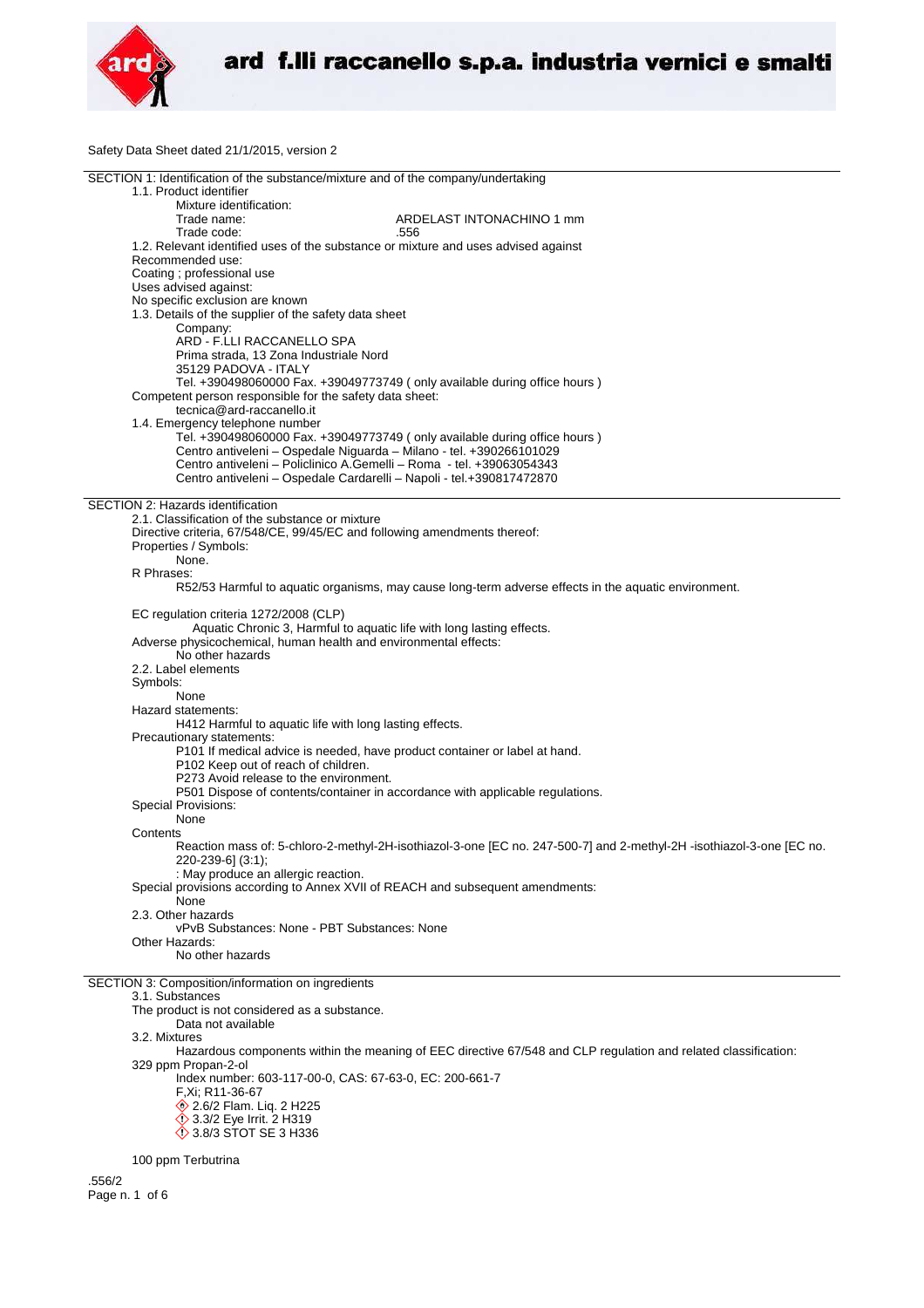# ard f.lli raccanello s.p.a. industria vernici e smalti

Safety Data Sheet dated 21/1/2015, version 2

## SECTION 1: Identification of the substance/mixture and of the company/undertaking

1.1. Product identifier

Mixture identification:

Trade name: ARDELAST INTONACHINO 1 mm

Trade code: .556

1.2. Relevant identified uses of the substance or mixture and uses advised against

Recommended use:

Coating ; professional use

Uses advised against:

No specific exclusion are known

1.3. Details of the supplier of the safety data sheet

Company:

ARD - F.LLI RACCANELLO SPA

Prima strada, 13 Zona Industriale Nord

35129 PADOVA - ITALY

Tel. +390498060000 Fax. +39049773749 ( only available during office hours )

Competent person responsible for the safety data sheet:

tecnica@ard-raccanello.it

1.4. Emergency telephone number

Tel. +390498060000 Fax. +39049773749 ( only available during office hours )

Centro antiveleni – Ospedale Niguarda – Milano - tel. +390266101029

Centro antiveleni – Policlinico A.Gemelli – Roma - tel. +39063054343

Centro antiveleni – Ospedale Cardarelli – Napoli - tel.+390817472870

## SECTION 2: Hazards identification

2.1. Classification of the substance or mixture

Directive criteria, 67/548/CE, 99/45/EC and following amendments thereof:

Properties / Symbols:

None.

R Phrases:

R52/53 Harmful to aquatic organisms, may cause long-term adverse effects in the aquatic environment.

EC regulation criteria 1272/2008 (CLP)

Aquatic Chronic 3, Harmful to aquatic life with long lasting effects.

Adverse physicochemical, human health and environmental effects:

No other hazards

2.2. Label elements

Symbols:

None

Hazard statements:

H412 Harmful to aquatic life with long lasting effects.

Precautionary statements:

P101 If medical advice is needed, have product container or label at hand.

P102 Keep out of reach of children.

P273 Avoid release to the environment.

P501 Dispose of contents/container in accordance with applicable regulations.

Special Provisions:

None

Contents

Reaction mass of: 5-chloro-2-methyl-2H-isothiazol-3-one [EC no. 247-500-7] and 2-methyl-2H -isothiazol-3-one [EC no. 220-239-6] (3:1);

: May produce an allergic reaction.

Special provisions according to Annex XVII of REACH and subsequent amendments:

None

2.3. Other hazards

vPvB Substances: None - PBT Substances: None

Other Hazards:

No other hazards

## SECTION 3: Composition/information on ingredients

3.1. Substances

The product is not considered as a substance.

Data not available

3.2. Mixtures

Hazardous components within the meaning of EEC directive 67/548 and CLP regulation and related classification:

329 ppm Propan-2-ol

Index number: 603-117-00-0, CAS: 67-63-0, EC: 200-661-7

F,Xi; R11-36-67

2.6/2 Flam. Liq. 2 H225

3.3/2 Eye Irrit. 2 H319

3.8/3 STOT SE 3 H336

100 ppm Terbutrina

.556/2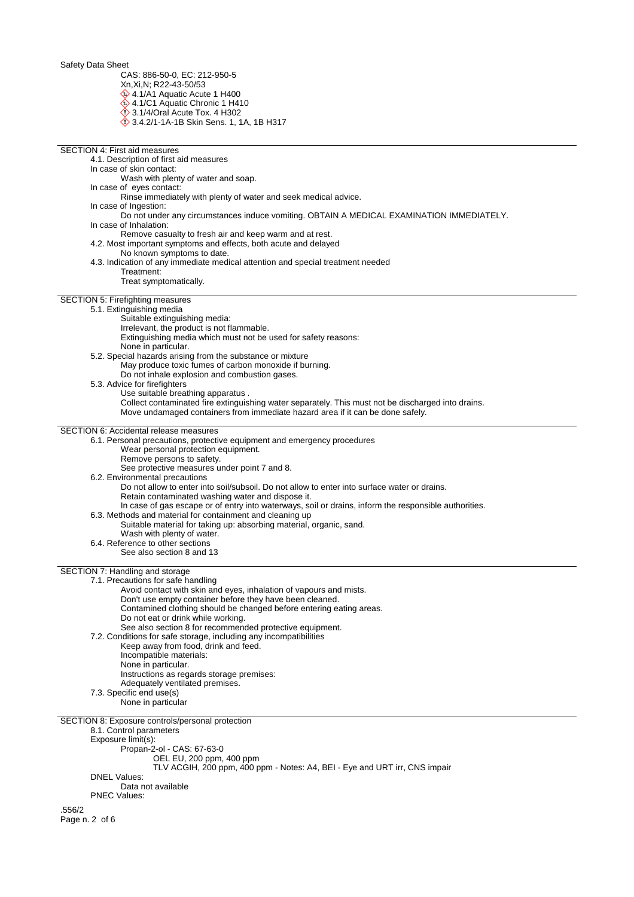CAS: 886-50-0, EC: 212-950-5
Xn,Xi,N; R22-43-50/53
4.1/A1 Aquatic Acute 1 H400
4.1/C1 Aquatic Chronic 1 H410
3.1/4/Oral Acute Tox. 4 H302
3.4.2/1-1A-1B Skin Sens. 1, 1A, 1B H317

## SECTION 4: First aid measures

4.1. Description of first aid measures

In case of skin contact:
Wash with plenty of water and soap.

In case of eyes contact:
Rinse immediately with plenty of water and seek medical advice.

In case of Ingestion:
Do not under any circumstances induce vomiting. OBTAIN A MEDICAL EXAMINATION IMMEDIATELY.

In case of Inhalation:
Remove casualty to fresh air and keep warm and at rest.

4.2. Most important symptoms and effects, both acute and delayed
No known symptoms to date.

4.3. Indication of any immediate medical attention and special treatment needed
Treatment:
Treat symptomatically.

## SECTION 5: Firefighting measures

5.1. Extinguishing media
Suitable extinguishing media:
Irrelevant, the product is not flammable.
Extinguishing media which must not be used for safety reasons:
None in particular.

5.2. Special hazards arising from the substance or mixture
May produce toxic fumes of carbon monoxide if burning.
Do not inhale explosion and combustion gases.

5.3. Advice for firefighters
Use suitable breathing apparatus .
Collect contaminated fire extinguishing water separately. This must not be discharged into drains.
Move undamaged containers from immediate hazard area if it can be done safely.

## SECTION 6: Accidental release measures

6.1. Personal precautions, protective equipment and emergency procedures
Wear personal protection equipment.
Remove persons to safety.
See protective measures under point 7 and 8.

6.2. Environmental precautions
Do not allow to enter into soil/subsoil. Do not allow to enter into surface water or drains.
Retain contaminated washing water and dispose it.
In case of gas escape or of entry into waterways, soil or drains, inform the responsible authorities.

6.3. Methods and material for containment and cleaning up
Suitable material for taking up: absorbing material, organic, sand.
Wash with plenty of water.

6.4. Reference to other sections
See also section 8 and 13

## SECTION 7: Handling and storage

7.1. Precautions for safe handling
Avoid contact with skin and eyes, inhalation of vapours and mists.
Don't use empty container before they have been cleaned.
Contamined clothing should be changed before entering eating areas.
Do not eat or drink while working.
See also section 8 for recommended protective equipment.

7.2. Conditions for safe storage, including any incompatibilities
Keep away from food, drink and feed.
Incompatible materials:
None in particular.
Instructions as regards storage premises:
Adequately ventilated premises.

7.3. Specific end use(s)
None in particular

## SECTION 8: Exposure controls/personal protection

8.1. Control parameters

Exposure limit(s):
Propan-2-ol - CAS: 67-63-0
OEL EU, 200 ppm, 400 ppm
TLV ACGIH, 200 ppm, 400 ppm - Notes: A4, BEI - Eye and URT irr, CNS impair

DNEL Values:
Data not available

PNEC Values:

.556/2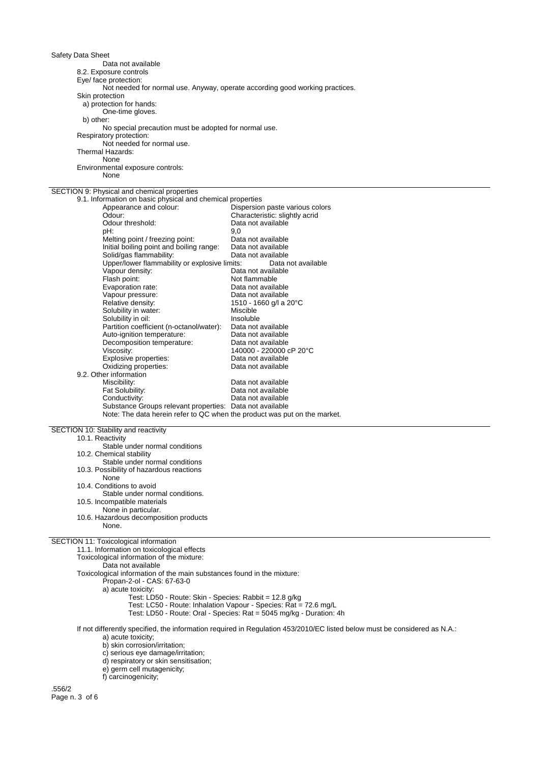Data not available

8.2. Exposure controls

Eye/ face protection:

Not needed for normal use. Anyway, operate according good working practices.

Skin protection

a) protection for hands:

One-time gloves.

b) other:

No special precaution must be adopted for normal use.

Respiratory protection:

Not needed for normal use.

Thermal Hazards:

None

Environmental exposure controls:

None

## SECTION 9: Physical and chemical properties

9.1. Information on basic physical and chemical properties

| Property | Value |
|---|---|
| Appearance and colour: | Dispersion paste various colors |
| Odour: | Characteristic: slightly acrid |
| Odour threshold: | Data not available |
| pH: | 9,0 |
| Melting point / freezing point: | Data not available |
| Initial boiling point and boiling range: | Data not available |
| Solid/gas flammability: | Data not available |
| Upper/lower flammability or explosive limits: | Data not available |
| Vapour density: | Data not available |
| Flash point: | Not flammable |
| Evaporation rate: | Data not available |
| Vapour pressure: | Data not available |
| Relative density: | 1510 - 1660 g/l a 20°C |
| Solubility in water: | Miscible |
| Solubility in oil: | Insoluble |
| Partition coefficient (n-octanol/water): | Data not available |
| Auto-ignition temperature: | Data not available |
| Decomposition temperature: | Data not available |
| Viscosity: | 140000 - 220000 cP 20°C |
| Explosive properties: | Data not available |
| Oxidizing properties: | Data not available |

9.2. Other information

| Property | Value |
|---|---|
| Miscibility: | Data not available |
| Fat Solubility: | Data not available |
| Conductivity: | Data not available |
| Substance Groups relevant properties: | Data not available |

Note: The data herein refer to QC when the product was put on the market.

## SECTION 10: Stability and reactivity

10.1. Reactivity

Stable under normal conditions

10.2. Chemical stability

Stable under normal conditions

10.3. Possibility of hazardous reactions

None

10.4. Conditions to avoid

Stable under normal conditions.

10.5. Incompatible materials

None in particular.

10.6. Hazardous decomposition products

None.

## SECTION 11: Toxicological information

11.1. Information on toxicological effects

Toxicological information of the mixture:

Data not available

Toxicological information of the main substances found in the mixture:

Propan-2-ol - CAS: 67-63-0

a) acute toxicity:

Test: LD50 - Route: Skin - Species: Rabbit = 12.8 g/kg

Test: LC50 - Route: Inhalation Vapour - Species: Rat = 72.6 mg/L

Test: LD50 - Route: Oral - Species: Rat = 5045 mg/kg - Duration: 4h

If not differently specified, the information required in Regulation 453/2010/EC listed below must be considered as N.A.:

a) acute toxicity;

b) skin corrosion/irritation;

c) serious eye damage/irritation;

d) respiratory or skin sensitisation;

e) germ cell mutagenicity;

f) carcinogenicity;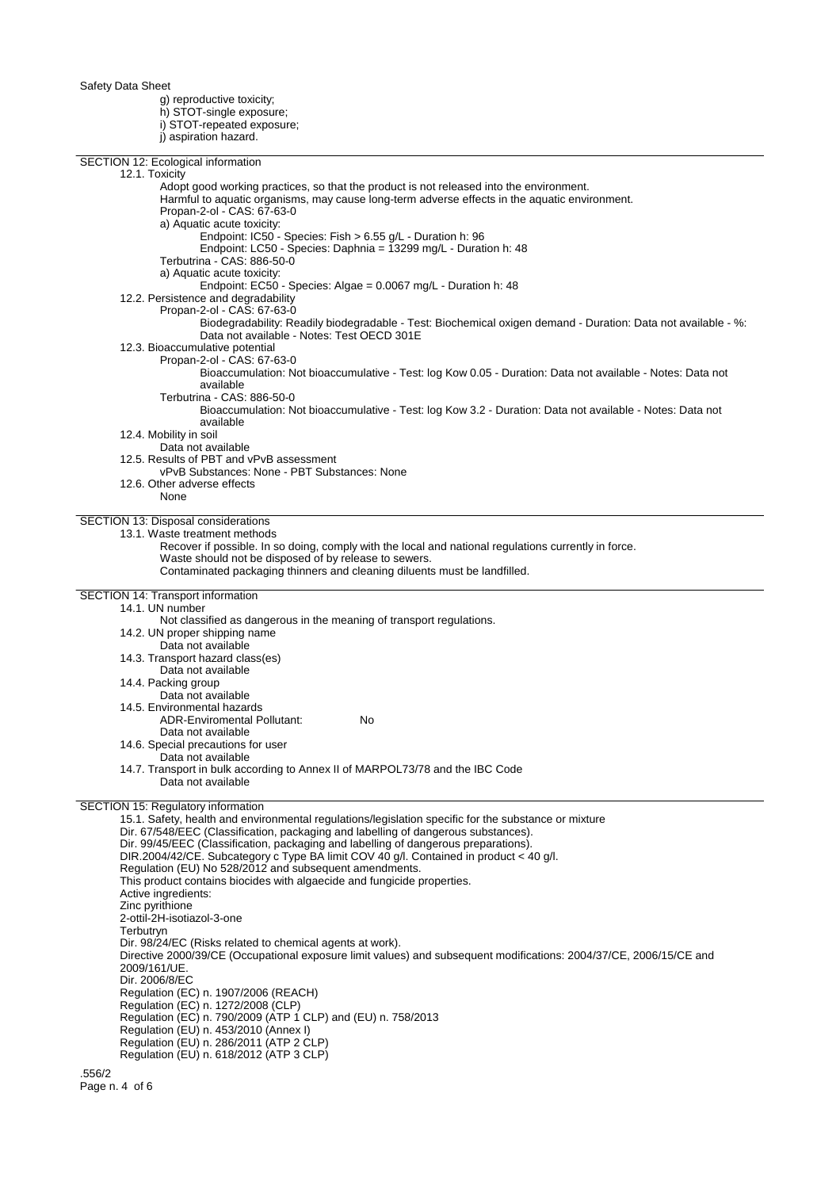g) reproductive toxicity;
h) STOT-single exposure;
i) STOT-repeated exposure;
j) aspiration hazard.

## SECTION 12: Ecological information

### 12.1. Toxicity

Adopt good working practices, so that the product is not released into the environment.
Harmful to aquatic organisms, may cause long-term adverse effects in the aquatic environment.
Propan-2-ol - CAS: 67-63-0
a) Aquatic acute toxicity:
Endpoint: IC50 - Species: Fish > 6.55 g/L - Duration h: 96
Endpoint: LC50 - Species: Daphnia = 13299 mg/L - Duration h: 48
Terbutrina - CAS: 886-50-0
a) Aquatic acute toxicity:
Endpoint: EC50 - Species: Algae = 0.0067 mg/L - Duration h: 48

### 12.2. Persistence and degradability

Propan-2-ol - CAS: 67-63-0
Biodegradability: Readily biodegradable - Test: Biochemical oxigen demand - Duration: Data not available - %: Data not available - Notes: Test OECD 301E

### 12.3. Bioaccumulative potential

Propan-2-ol - CAS: 67-63-0
Bioaccumulation: Not bioaccumulative - Test: log Kow 0.05 - Duration: Data not available - Notes: Data not available
Terbutrina - CAS: 886-50-0
Bioaccumulation: Not bioaccumulative - Test: log Kow 3.2 - Duration: Data not available - Notes: Data not available

### 12.4. Mobility in soil

Data not available

### 12.5. Results of PBT and vPvB assessment

vPvB Substances: None - PBT Substances: None

### 12.6. Other adverse effects

None

## SECTION 13: Disposal considerations

### 13.1. Waste treatment methods

Recover if possible. In so doing, comply with the local and national regulations currently in force.
Waste should not be disposed of by release to sewers.
Contaminated packaging thinners and cleaning diluents must be landfilled.

## SECTION 14: Transport information

### 14.1. UN number

Not classified as dangerous in the meaning of transport regulations.

### 14.2. UN proper shipping name

Data not available

### 14.3. Transport hazard class(es)

Data not available

### 14.4. Packing group

Data not available

### 14.5. Environmental hazards

ADR-Enviromental Pollutant: No
Data not available

### 14.6. Special precautions for user

Data not available

### 14.7. Transport in bulk according to Annex II of MARPOL73/78 and the IBC Code

Data not available

## SECTION 15: Regulatory information

15.1. Safety, health and environmental regulations/legislation specific for the substance or mixture
Dir. 67/548/EEC (Classification, packaging and labelling of dangerous substances).
Dir. 99/45/EEC (Classification, packaging and labelling of dangerous preparations).
DIR.2004/42/CE. Subcategory c Type BA limit COV 40 g/l. Contained in product < 40 g/l.
Regulation (EU) No 528/2012 and subsequent amendments.
This product contains biocides with algaecide and fungicide properties.
Active ingredients:
Zinc pyrithione
2-ottil-2H-isotiazol-3-one
Terbutryn
Dir. 98/24/EC (Risks related to chemical agents at work).
Directive 2000/39/CE (Occupational exposure limit values) and subsequent modifications: 2004/37/CE, 2006/15/CE and 2009/161/UE.
Dir. 2006/8/EC
Regulation (EC) n. 1907/2006 (REACH)
Regulation (EC) n. 1272/2008 (CLP)
Regulation (EC) n. 790/2009 (ATP 1 CLP) and (EU) n. 758/2013
Regulation (EU) n. 453/2010 (Annex I)
Regulation (EU) n. 286/2011 (ATP 2 CLP)
Regulation (EU) n. 618/2012 (ATP 3 CLP)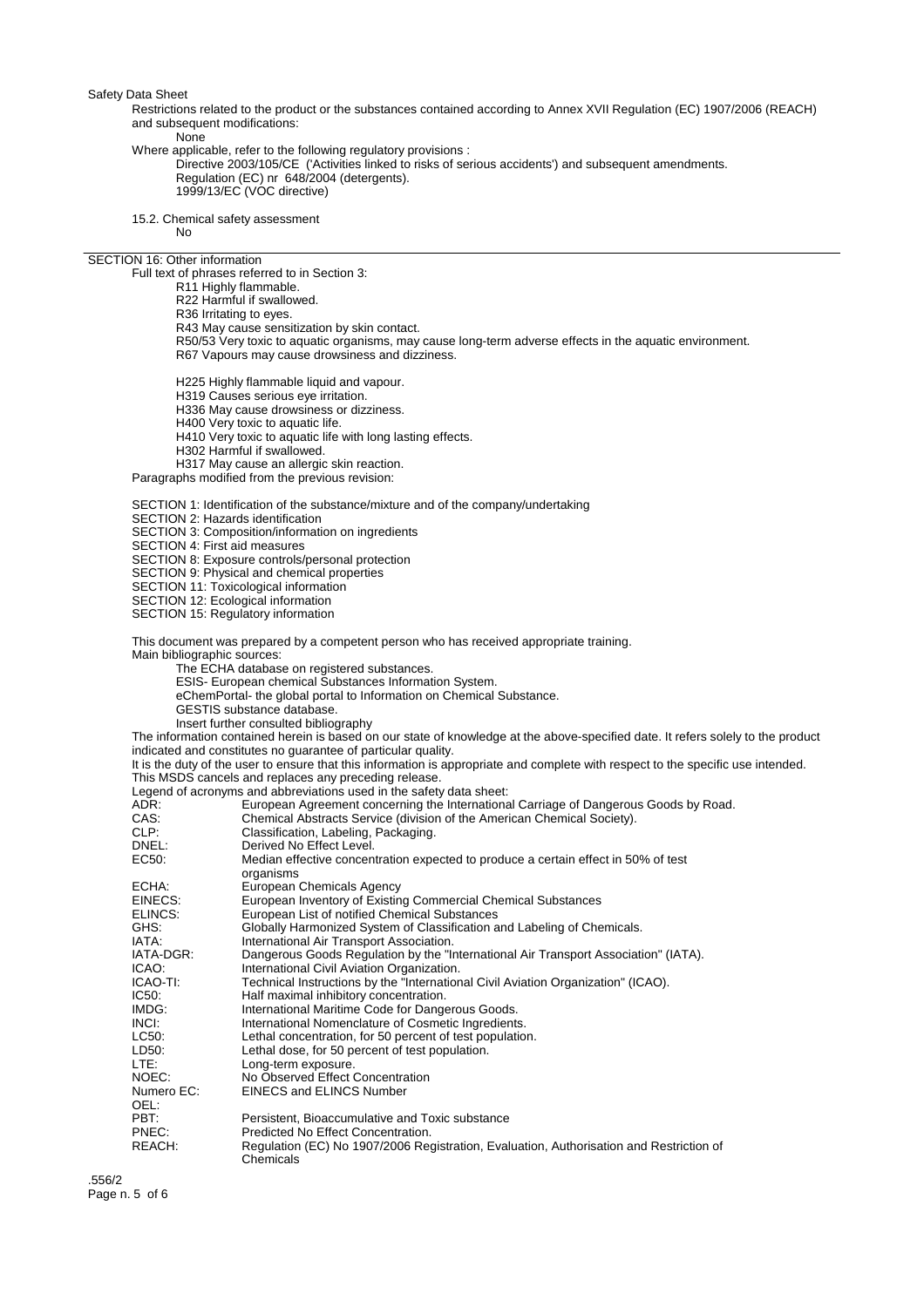Safety Data Sheet

Restrictions related to the product or the substances contained according to Annex XVII Regulation (EC) 1907/2006 (REACH) and subsequent modifications:

None

Where applicable, refer to the following regulatory provisions :

Directive 2003/105/CE ('Activities linked to risks of serious accidents') and subsequent amendments.
Regulation (EC) nr 648/2004 (detergents).
1999/13/EC (VOC directive)

15.2. Chemical safety assessment

No

## SECTION 16: Other information

Full text of phrases referred to in Section 3:

R11 Highly flammable.
R22 Harmful if swallowed.
R36 Irritating to eyes.
R43 May cause sensitization by skin contact.
R50/53 Very toxic to aquatic organisms, may cause long-term adverse effects in the aquatic environment.
R67 Vapours may cause drowsiness and dizziness.

H225 Highly flammable liquid and vapour.
H319 Causes serious eye irritation.
H336 May cause drowsiness or dizziness.
H400 Very toxic to aquatic life.
H410 Very toxic to aquatic life with long lasting effects.
H302 Harmful if swallowed.
H317 May cause an allergic skin reaction.

Paragraphs modified from the previous revision:

SECTION 1: Identification of the substance/mixture and of the company/undertaking
SECTION 2: Hazards identification
SECTION 3: Composition/information on ingredients
SECTION 4: First aid measures
SECTION 8: Exposure controls/personal protection
SECTION 9: Physical and chemical properties
SECTION 11: Toxicological information
SECTION 12: Ecological information
SECTION 15: Regulatory information

This document was prepared by a competent person who has received appropriate training.

Main bibliographic sources:

The ECHA database on registered substances.
ESIS- European chemical Substances Information System.
eChemPortal- the global portal to Information on Chemical Substance.
GESTIS substance database.
Insert further consulted bibliography

The information contained herein is based on our state of knowledge at the above-specified date. It refers solely to the product indicated and constitutes no guarantee of particular quality.

It is the duty of the user to ensure that this information is appropriate and complete with respect to the specific use intended.

This MSDS cancels and replaces any preceding release.

Legend of acronyms and abbreviations used in the safety data sheet:

| | |
|---|---|
| ADR: | European Agreement concerning the International Carriage of Dangerous Goods by Road. |
| CAS: | Chemical Abstracts Service (division of the American Chemical Society). |
| CLP: | Classification, Labeling, Packaging. |
| DNEL: | Derived No Effect Level. |
| EC50: | Median effective concentration expected to produce a certain effect in 50% of test organisms |
| ECHA: | European Chemicals Agency |
| EINECS: | European Inventory of Existing Commercial Chemical Substances |
| ELINCS: | European List of notified Chemical Substances |
| GHS: | Globally Harmonized System of Classification and Labeling of Chemicals. |
| IATA: | International Air Transport Association. |
| IATA-DGR: | Dangerous Goods Regulation by the "International Air Transport Association" (IATA). |
| ICAO: | International Civil Aviation Organization. |
| ICAO-TI: | Technical Instructions by the "International Civil Aviation Organization" (ICAO). |
| IC50: | Half maximal inhibitory concentration. |
| IMDG: | International Maritime Code for Dangerous Goods. |
| INCI: | International Nomenclature of Cosmetic Ingredients. |
| LC50: | Lethal concentration, for 50 percent of test population. |
| LD50: | Lethal dose, for 50 percent of test population. |
| LTE: | Long-term exposure. |
| NOEC: | No Observed Effect Concentration |
| Numero EC: | EINECS and ELINCS Number |
| OEL: | |
| PBT: | Persistent, Bioaccumulative and Toxic substance |
| PNEC: | Predicted No Effect Concentration. |
| REACH: | Regulation (EC) No 1907/2006 Registration, Evaluation, Authorisation and Restriction of Chemicals |

.556/2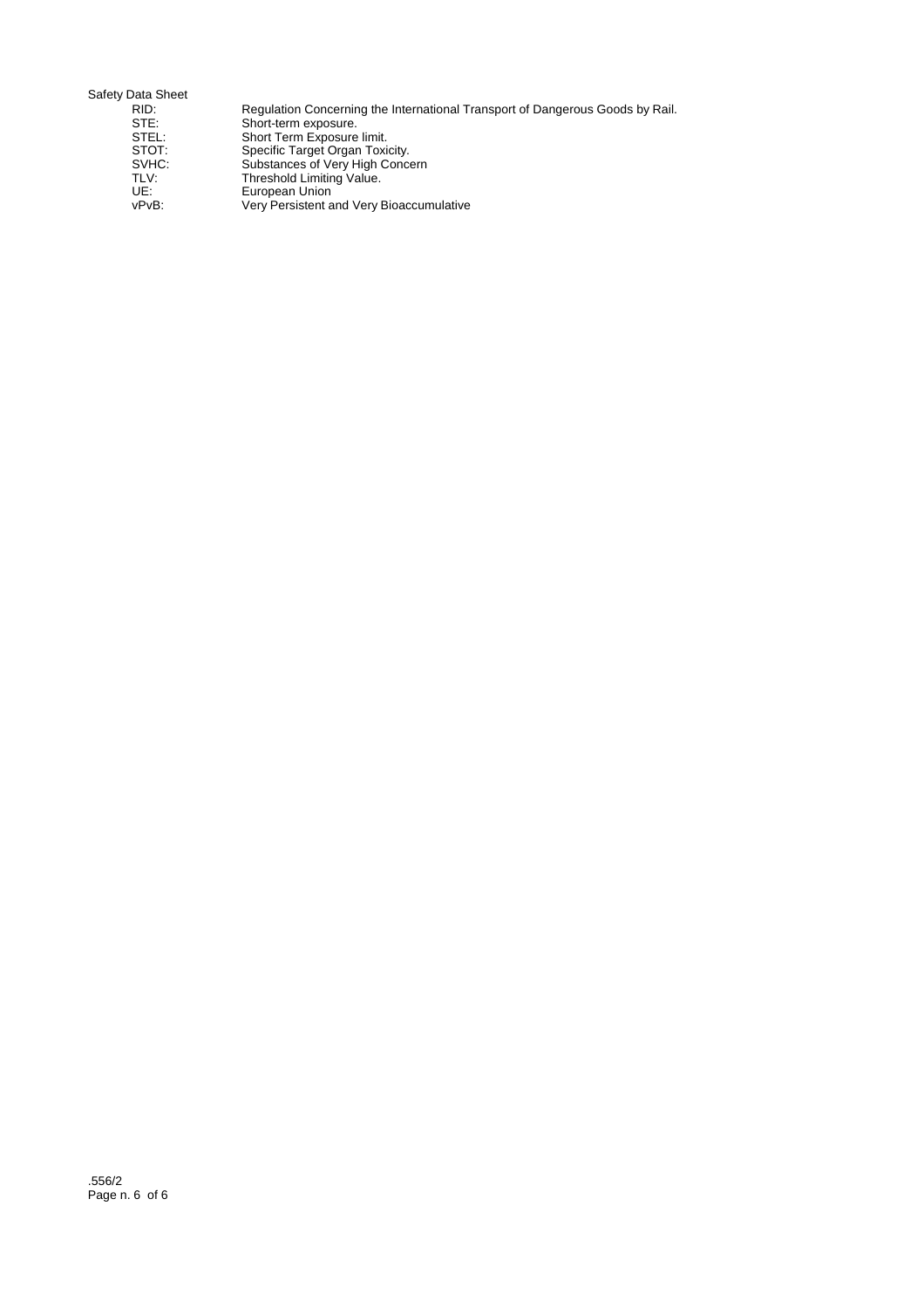| | |
|---|---|
| RID: | Regulation Concerning the International Transport of Dangerous Goods by Rail. |
| STE: | Short-term exposure. |
| STEL: | Short Term Exposure limit. |
| STOT: | Specific Target Organ Toxicity. |
| SVHC: | Substances of Very High Concern |
| TLV: | Threshold Limiting Value. |
| UE: | European Union |
| vPvB: | Very Persistent and Very Bioaccumulative |